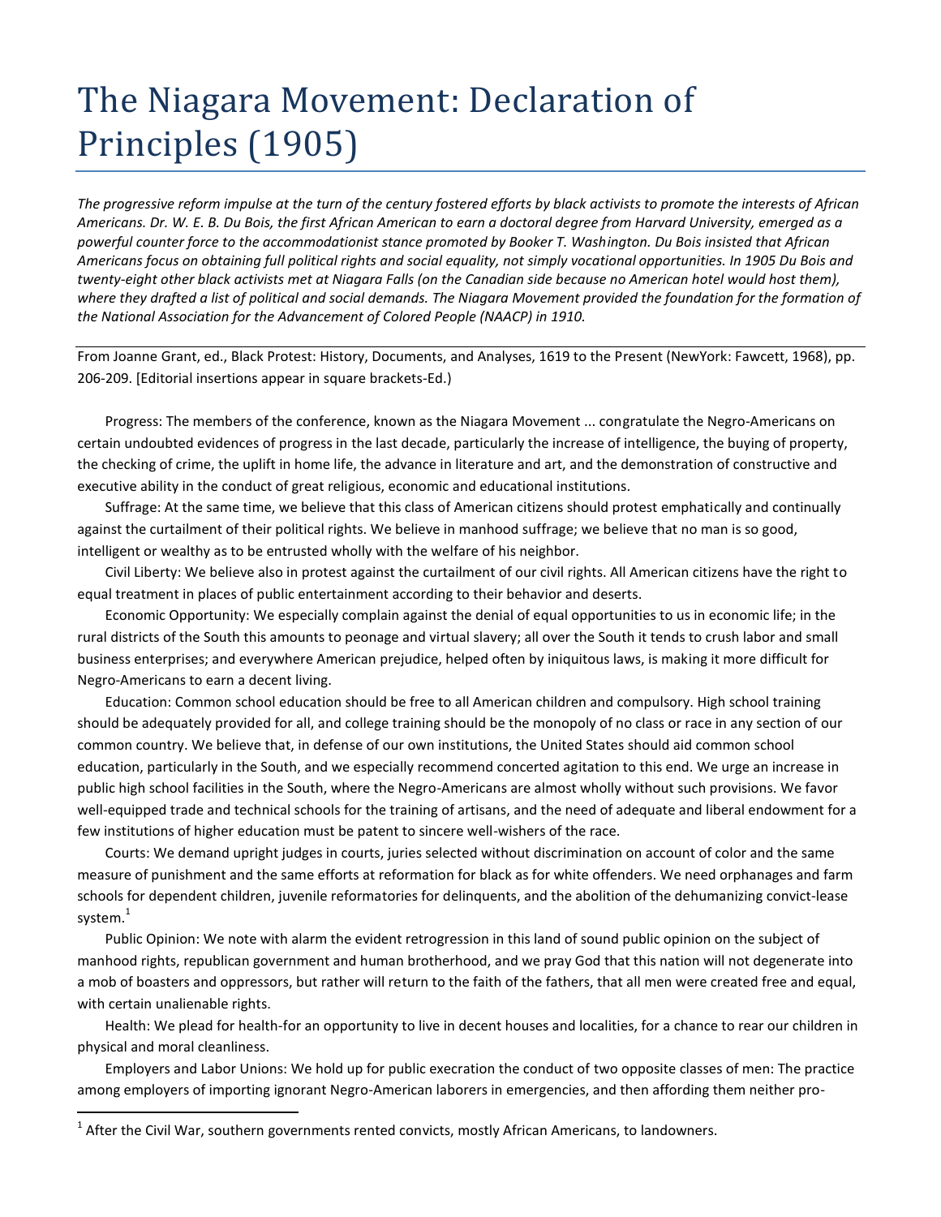# The Niagara Movement: Declaration of Principles (1905)

*The progressive reform impulse at the turn of the century fostered efforts by black activists to promote the interests of African Americans. Dr. W. E. B. Du Bois, the first African American to earn a doctoral degree from Harvard University, emerged as a powerful counter force to the accommodationist stance promoted by Booker T. Washington. Du Bois insisted that African Americans focus on obtaining full political rights and social equality, not simply vocational opportunities. In 1905 Du Bois and twenty-eight other black activists met at Niagara Falls (on the Canadian side because no American hotel would host them), where they drafted a list of political and social demands. The Niagara Movement provided the foundation for the formation of the National Association for the Advancement of Colored People (NAACP) in 1910.*

From Joanne Grant, ed., Black Protest: History, Documents, and Analyses, 1619 to the Present (NewYork: Fawcett, 1968), pp. 206-209. [Editorial insertions appear in square brackets-Ed.)

Progress: The members of the conference, known as the Niagara Movement ... congratulate the Negro-Americans on certain undoubted evidences of progress in the last decade, particularly the increase of intelligence, the buying of property, the checking of crime, the uplift in home life, the advance in literature and art, and the demonstration of constructive and executive ability in the conduct of great religious, economic and educational institutions.

Suffrage: At the same time, we believe that this class of American citizens should protest emphatically and continually against the curtailment of their political rights. We believe in manhood suffrage; we believe that no man is so good, intelligent or wealthy as to be entrusted wholly with the welfare of his neighbor.

Civil Liberty: We believe also in protest against the curtailment of our civil rights. All American citizens have the right to equal treatment in places of public entertainment according to their behavior and deserts.

Economic Opportunity: We especially complain against the denial of equal opportunities to us in economic life; in the rural districts of the South this amounts to peonage and virtual slavery; all over the South it tends to crush labor and small business enterprises; and everywhere American prejudice, helped often by iniquitous laws, is making it more difficult for Negro-Americans to earn a decent living.

Education: Common school education should be free to all American children and compulsory. High school training should be adequately provided for all, and college training should be the monopoly of no class or race in any section of our common country. We believe that, in defense of our own institutions, the United States should aid common school education, particularly in the South, and we especially recommend concerted agitation to this end. We urge an increase in public high school facilities in the South, where the Negro-Americans are almost wholly without such provisions. We favor well-equipped trade and technical schools for the training of artisans, and the need of adequate and liberal endowment for a few institutions of higher education must be patent to sincere well-wishers of the race.

Courts: We demand upright judges in courts, juries selected without discrimination on account of color and the same measure of punishment and the same efforts at reformation for black as for white offenders. We need orphanages and farm schools for dependent children, juvenile reformatories for delinquents, and the abolition of the dehumanizing convict-lease system.[1]

Public Opinion: We note with alarm the evident retrogression in this land of sound public opinion on the subject of manhood rights, republican government and human brotherhood, and we pray God that this nation will not degenerate into a mob of boasters and oppressors, but rather will return to the faith of the fathers, that all men were created free and equal, with certain unalienable rights.

Health: We plead for health-for an opportunity to live in decent houses and localities, for a chance to rear our children in physical and moral cleanliness.

Employers and Labor Unions: We hold up for public execration the conduct of two opposite classes of men: The practice among employers of importing ignorant Negro-American laborers in emergencies, and then affording them neither pro-

[1] After the Civil War, southern governments rented convicts, mostly African Americans, to landowners.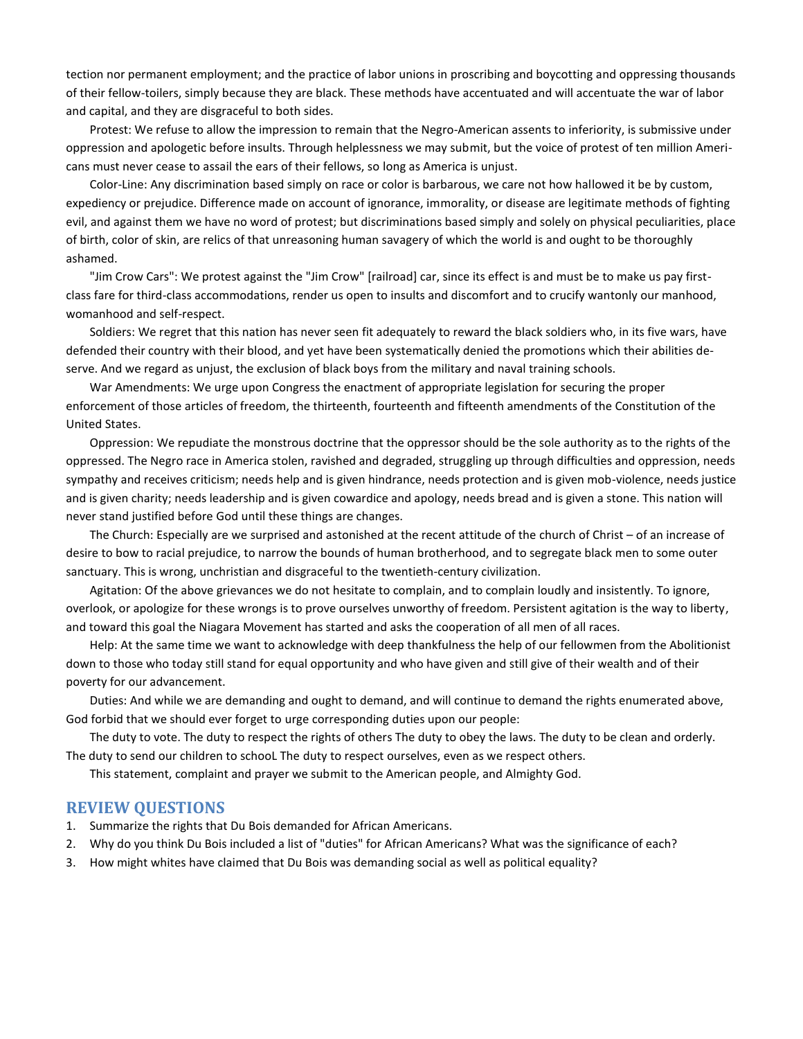tection nor permanent employment; and the practice of labor unions in proscribing and boycotting and oppressing thousands of their fellow-toilers, simply because they are black. These methods have accentuated and will accentuate the war of labor and capital, and they are disgraceful to both sides.

Protest: We refuse to allow the impression to remain that the Negro-American assents to inferiority, is submissive under oppression and apologetic before insults. Through helplessness we may submit, but the voice of protest of ten million Americans must never cease to assail the ears of their fellows, so long as America is unjust.

Color-Line: Any discrimination based simply on race or color is barbarous, we care not how hallowed it be by custom, expediency or prejudice. Difference made on account of ignorance, immorality, or disease are legitimate methods of fighting evil, and against them we have no word of protest; but discriminations based simply and solely on physical peculiarities, place of birth, color of skin, are relics of that unreasoning human savagery of which the world is and ought to be thoroughly ashamed.

"Jim Crow Cars": We protest against the "Jim Crow" [railroad] car, since its effect is and must be to make us pay first-class fare for third-class accommodations, render us open to insults and discomfort and to crucify wantonly our manhood, womanhood and self-respect.

Soldiers: We regret that this nation has never seen fit adequately to reward the black soldiers who, in its five wars, have defended their country with their blood, and yet have been systematically denied the promotions which their abilities deserve. And we regard as unjust, the exclusion of black boys from the military and naval training schools.

War Amendments: We urge upon Congress the enactment of appropriate legislation for securing the proper enforcement of those articles of freedom, the thirteenth, fourteenth and fifteenth amendments of the Constitution of the United States.

Oppression: We repudiate the monstrous doctrine that the oppressor should be the sole authority as to the rights of the oppressed. The Negro race in America stolen, ravished and degraded, struggling up through difficulties and oppression, needs sympathy and receives criticism; needs help and is given hindrance, needs protection and is given mob-violence, needs justice and is given charity; needs leadership and is given cowardice and apology, needs bread and is given a stone. This nation will never stand justified before God until these things are changes.

The Church: Especially are we surprised and astonished at the recent attitude of the church of Christ – of an increase of desire to bow to racial prejudice, to narrow the bounds of human brotherhood, and to segregate black men to some outer sanctuary. This is wrong, unchristian and disgraceful to the twentieth-century civilization.

Agitation: Of the above grievances we do not hesitate to complain, and to complain loudly and insistently. To ignore, overlook, or apologize for these wrongs is to prove ourselves unworthy of freedom. Persistent agitation is the way to liberty, and toward this goal the Niagara Movement has started and asks the cooperation of all men of all races.

Help: At the same time we want to acknowledge with deep thankfulness the help of our fellowmen from the Abolitionist down to those who today still stand for equal opportunity and who have given and still give of their wealth and of their poverty for our advancement.

Duties: And while we are demanding and ought to demand, and will continue to demand the rights enumerated above, God forbid that we should ever forget to urge corresponding duties upon our people:

The duty to vote. The duty to respect the rights of others The duty to obey the laws. The duty to be clean and orderly. The duty to send our children to schooL The duty to respect ourselves, even as we respect others.

This statement, complaint and prayer we submit to the American people, and Almighty God.

## REVIEW QUESTIONS

1. Summarize the rights that Du Bois demanded for African Americans.
2. Why do you think Du Bois included a list of "duties" for African Americans? What was the significance of each?
3. How might whites have claimed that Du Bois was demanding social as well as political equality?